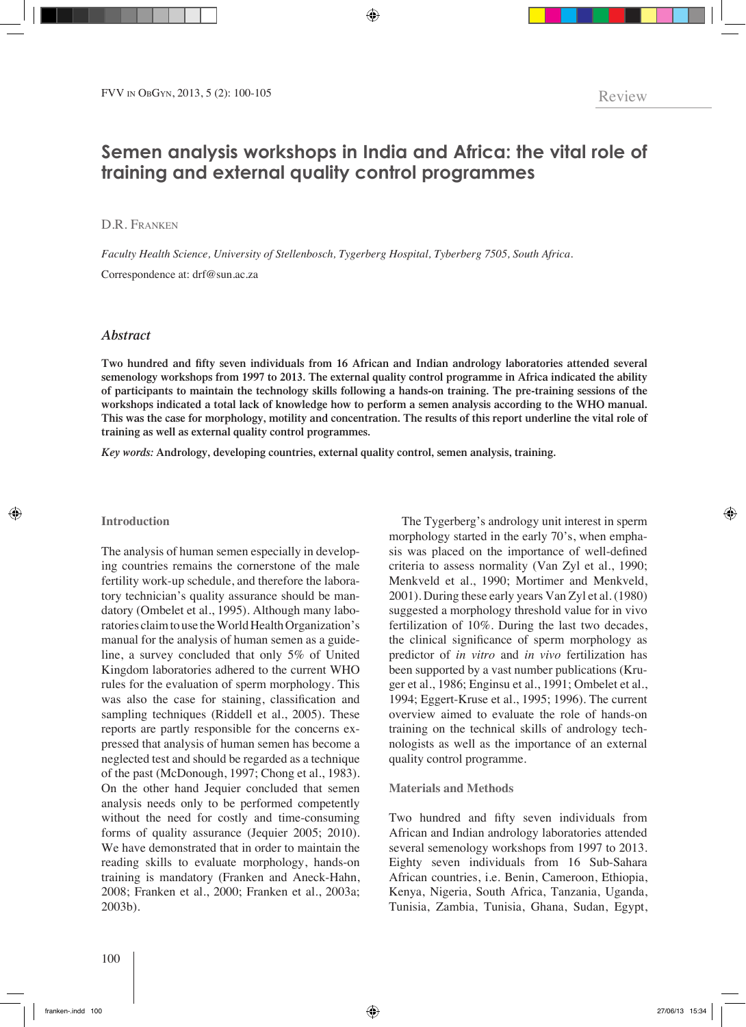Review

# Semen analysis workshops in India and Africa: the vital role of training and external quality control programmes

D.R. Franken

*Faculty Health Science, University of Stellenbosch, Tygerberg Hospital, Tyberberg 7505, South Africa.*

Correspondence at: drf@sun.ac.za

## *Abstract*

**Two hundred and fifty seven individuals from 16 African and Indian andrology laboratories attended several semenology workshops from 1997 to 2013. The external quality control programme in Africa indicated the ability of participants to maintain the technology skills following a hands-on training. The pre-training sessions of the workshops indicated a total lack of knowledge how to perform a semen analysis according to the WHO manual. This was the case for morphology, motility and concentration. The results of this report underline the vital role of training as well as external quality control programmes.**

*Key words:* **Andrology, developing countries, external quality control, semen analysis, training.**

## Introduction

The analysis of human semen especially in developing countries remains the cornerstone of the male fertility work-up schedule, and therefore the laboratory technician's quality assurance should be mandatory (Ombelet et al., 1995). Although many laboratories claim to use the World Health Organization's manual for the analysis of human semen as a guideline, a survey concluded that only 5% of United Kingdom laboratories adhered to the current WHO rules for the evaluation of sperm morphology. This was also the case for staining, classification and sampling techniques (Riddell et al., 2005). These reports are partly responsible for the concerns expressed that analysis of human semen has become a neglected test and should be regarded as a technique of the past (McDonough, 1997; Chong et al., 1983). On the other hand Jequier concluded that semen analysis needs only to be performed competently without the need for costly and time-consuming forms of quality assurance (Jequier 2005; 2010). We have demonstrated that in order to maintain the reading skills to evaluate morphology, hands-on training is mandatory (Franken and Aneck-Hahn, 2008; Franken et al., 2000; Franken et al., 2003a; 2003b).

The Tygerberg's andrology unit interest in sperm morphology started in the early 70's, when emphasis was placed on the importance of well-defined criteria to assess normality (Van Zyl et al., 1990; Menkveld et al., 1990; Mortimer and Menkveld, 2001). During these early years Van Zyl et al. (1980) suggested a morphology threshold value for in vivo fertilization of 10%. During the last two decades, the clinical significance of sperm morphology as predictor of *in vitro* and *in vivo* fertilization has been supported by a vast number publications (Kruger et al., 1986; Enginsu et al., 1991; Ombelet et al., 1994; Eggert-Kruse et al., 1995; 1996). The current overview aimed to evaluate the role of hands-on training on the technical skills of andrology technologists as well as the importance of an external quality control programme.

## Materials and Methods

Two hundred and fifty seven individuals from African and Indian andrology laboratories attended several semenology workshops from 1997 to 2013. Eighty seven individuals from 16 Sub-Sahara African countries, i.e. Benin, Cameroon, Ethiopia, Kenya, Nigeria, South Africa, Tanzania, Uganda, Tunisia, Zambia, Tunisia, Ghana, Sudan, Egypt,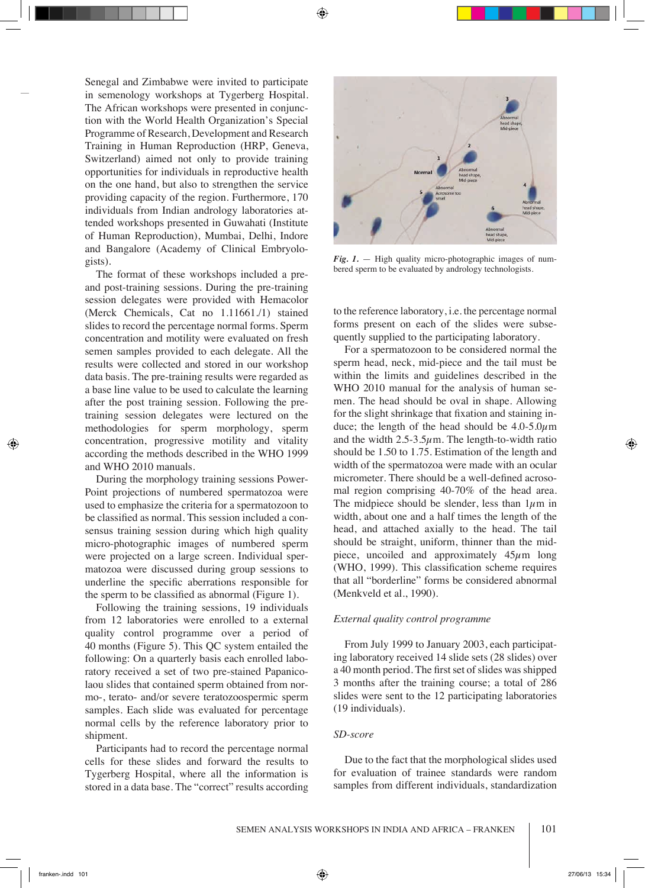Senegal and Zimbabwe were invited to participate in semenology workshops at Tygerberg Hospital. The African workshops were presented in conjunction with the World Health Organization's Special Programme of Research, Development and Research Training in Human Reproduction (HRP, Geneva, Switzerland) aimed not only to provide training opportunities for individuals in reproductive health on the one hand, but also to strengthen the service providing capacity of the region. Furthermore, 170 individuals from Indian andrology laboratories attended workshops presented in Guwahati (Institute of Human Reproduction), Mumbai, Delhi, Indore and Bangalore (Academy of Clinical Embryologists).

The format of these workshops included a pre- and post-training sessions. During the pre-training session delegates were provided with Hemacolor (Merck Chemicals, Cat no 1.11661./1) stained slides to record the percentage normal forms. Sperm concentration and motility were evaluated on fresh semen samples provided to each delegate. All the results were collected and stored in our workshop data basis. The pre-training results were regarded as a base line value to be used to calculate the learning after the post training session. Following the pre-training session delegates were lectured on the methodologies for sperm morphology, sperm concentration, progressive motility and vitality according the methods described in the WHO 1999 and WHO 2010 manuals.

During the morphology training sessions PowerPoint projections of numbered spermatozoa were used to emphasize the criteria for a spermatozoon to be classified as normal. This session included a consensus training session during which high quality micro-photographic images of numbered sperm were projected on a large screen. Individual spermatozoa were discussed during group sessions to underline the specific aberrations responsible for the sperm to be classified as abnormal (Figure 1).

Following the training sessions, 19 individuals from 12 laboratories were enrolled to a external quality control programme over a period of 40 months (Figure 5). This QC system entailed the following: On a quarterly basis each enrolled laboratory received a set of two pre-stained Papanicolaou slides that contained sperm obtained from normo-, terato- and/or severe teratozoospermic sperm samples. Each slide was evaluated for percentage normal cells by the reference laboratory prior to shipment.

Participants had to record the percentage normal cells for these slides and forward the results to Tygerberg Hospital, where all the information is stored in a data base. The "correct" results according to the reference laboratory, i.e. the percentage normal forms present on each of the slides were subsequently supplied to the participating laboratory.

*Fig. 1.* — High quality micro-photographic images of numbered sperm to be evaluated by andrology technologists.

For a spermatozoon to be considered normal the sperm head, neck, mid-piece and the tail must be within the limits and guidelines described in the WHO 2010 manual for the analysis of human semen. The head should be oval in shape. Allowing for the slight shrinkage that fixation and staining induce; the length of the head should be 4.0-5.0$\mu$m and the width 2.5-3.5$\mu$m. The length-to-width ratio should be 1.50 to 1.75. Estimation of the length and width of the spermatozoa were made with an ocular micrometer. There should be a well-defined acrosomal region comprising 40-70% of the head area. The midpiece should be slender, less than 1$\mu$m in width, about one and a half times the length of the head, and attached axially to the head. The tail should be straight, uniform, thinner than the midpiece, uncoiled and approximately 45$\mu$m long (WHO, 1999). This classification scheme requires that all "borderline" forms be considered abnormal (Menkveld et al., 1990).

### *External quality control programme*

From July 1999 to January 2003, each participating laboratory received 14 slide sets (28 slides) over a 40 month period. The first set of slides was shipped 3 months after the training course; a total of 286 slides were sent to the 12 participating laboratories (19 individuals).

### *SD-score*

Due to the fact that the morphological slides used for evaluation of trainee standards were random samples from different individuals, standardization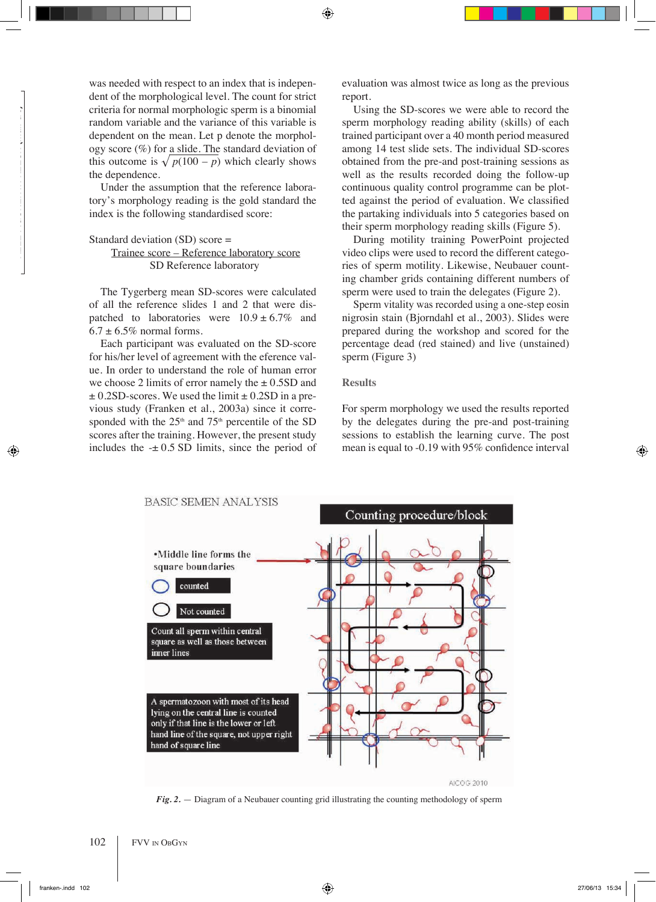was needed with respect to an index that is independent of the morphological level. The count for strict criteria for normal morphologic sperm is a binomial random variable and the variance of this variable is dependent on the mean. Let p denote the morphology score (%) for a slide. The standard deviation of this outcome is $\sqrt{p(100-p)}$ which clearly shows the dependence.

Under the assumption that the reference laboratory's morphology reading is the gold standard the index is the following standardised score:

$$\text{Standard deviation (SD) score} = \frac{\text{Trainee score} - \text{Reference laboratory score}}{\text{SD Reference laboratory}}$$

The Tygerberg mean SD-scores were calculated of all the reference slides 1 and 2 that were dispatched to laboratories were $10.9 \pm 6.7\%$ and $6.7 \pm 6.5\%$ normal forms.

Each participant was evaluated on the SD-score for his/her level of agreement with the eference value. In order to understand the role of human error we choose 2 limits of error namely the $\pm$ 0.5SD and $\pm$ 0.2SD-scores. We used the limit $\pm$ 0.2SD in a previous study (Franken et al., 2003a) since it corresponded with the 25[th] and 75[th] percentile of the SD scores after the training. However, the present study includes the -$\pm$ 0.5 SD limits, since the period of evaluation was almost twice as long as the previous report.

Using the SD-scores we were able to record the sperm morphology reading ability (skills) of each trained participant over a 40 month period measured among 14 test slide sets. The individual SD-scores obtained from the pre-and post-training sessions as well as the results recorded doing the follow-up continuous quality control programme can be plotted against the period of evaluation. We classified the partaking individuals into 5 categories based on their sperm morphology reading skills (Figure 5).

During motility training PowerPoint projected video clips were used to record the different categories of sperm motility. Likewise, Neubauer counting chamber grids containing different numbers of sperm were used to train the delegates (Figure 2).

Sperm vitality was recorded using a one-step eosin nigrosin stain (Bjorndahl et al., 2003). Slides were prepared during the workshop and scored for the percentage dead (red stained) and live (unstained) sperm (Figure 3)

## Results

For sperm morphology we used the results reported by the delegates during the pre-and post-training sessions to establish the learning curve. The post mean is equal to -0.19 with 95% confidence interval

*Fig. 2.* — Diagram of a Neubauer counting grid illustrating the counting methodology of sperm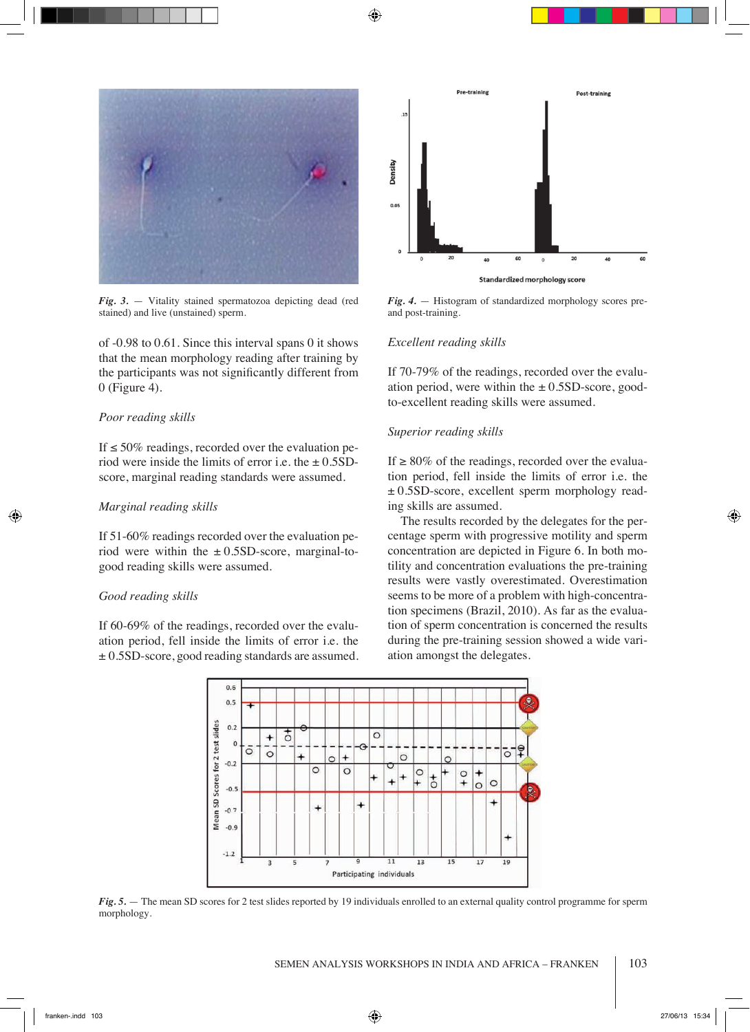*Fig. 3.* — Vitality stained spermatozoa depicting dead (red stained) and live (unstained) sperm.

*Fig. 4.* — Histogram of standardized morphology scores pre- and post-training.

of -0.98 to 0.61. Since this interval spans 0 it shows that the mean morphology reading after training by the participants was not significantly different from 0 (Figure 4).

*Poor reading skills*

If ≤ 50% readings, recorded over the evaluation period were inside the limits of error i.e. the ± 0.5SD-score, marginal reading standards were assumed.

*Marginal reading skills*

If 51-60% readings recorded over the evaluation period were within the ± 0.5SD-score, marginal-to-good reading skills were assumed.

*Good reading skills*

If 60-69% of the readings, recorded over the evaluation period, fell inside the limits of error i.e. the ± 0.5SD-score, good reading standards are assumed.

*Excellent reading skills*

If 70-79% of the readings, recorded over the evaluation period, were within the ± 0.5SD-score, good-to-excellent reading skills were assumed.

*Superior reading skills*

If ≥ 80% of the readings, recorded over the evaluation period, fell inside the limits of error i.e. the ± 0.5SD-score, excellent sperm morphology reading skills are assumed.

The results recorded by the delegates for the percentage sperm with progressive motility and sperm concentration are depicted in Figure 6. In both motility and concentration evaluations the pre-training results were vastly overestimated. Overestimation seems to be more of a problem with high-concentration specimens (Brazil, 2010). As far as the evaluation of sperm concentration is concerned the results during the pre-training session showed a wide variation amongst the delegates.

*Fig. 5.* — The mean SD scores for 2 test slides reported by 19 individuals enrolled to an external quality control programme for sperm morphology.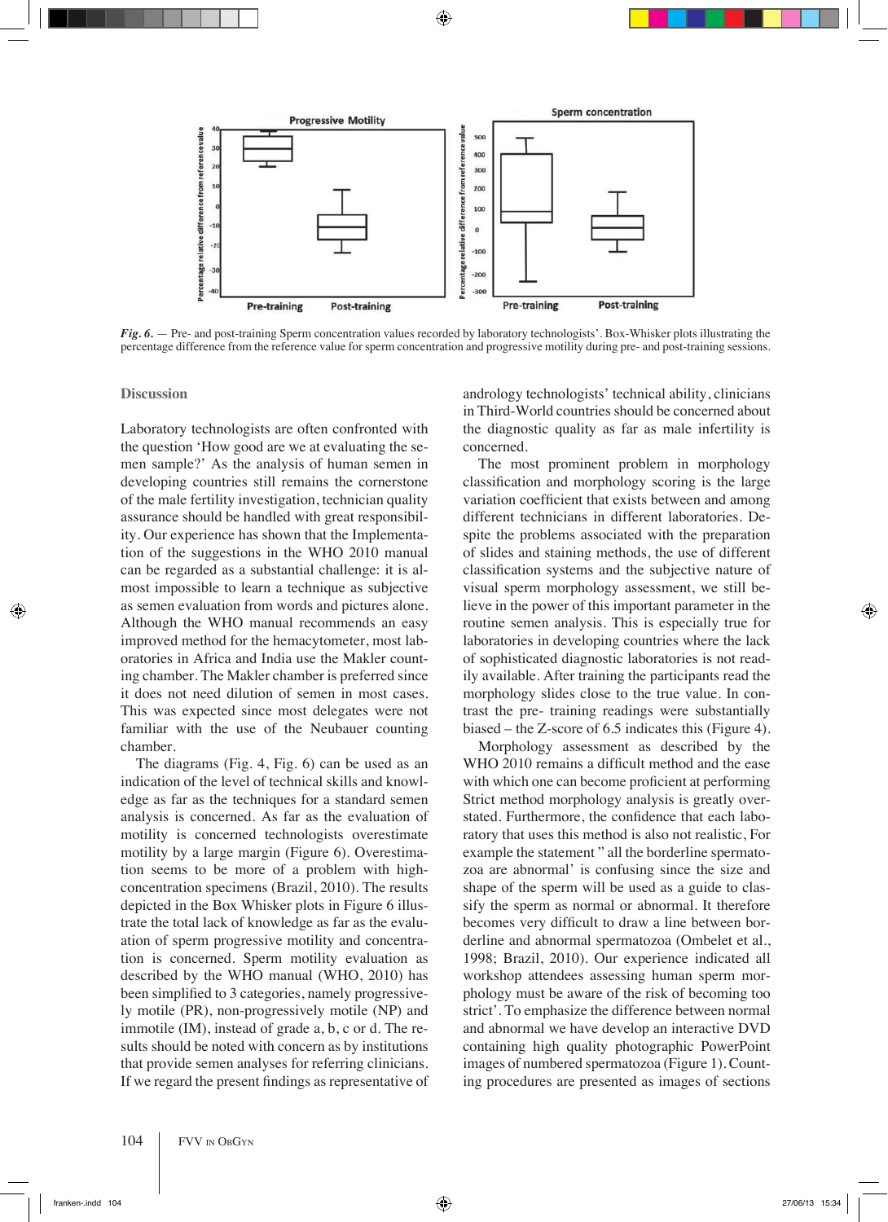*Fig. 6.* — Pre- and post-training Sperm concentration values recorded by laboratory technologists'. Box-Whisker plots illustrating the percentage difference from the reference value for sperm concentration and progressive motility during pre- and post-training sessions.

## Discussion

Laboratory technologists are often confronted with the question 'How good are we at evaluating the semen sample?' As the analysis of human semen in developing countries still remains the cornerstone of the male fertility investigation, technician quality assurance should be handled with great responsibility. Our experience has shown that the Implementation of the suggestions in the WHO 2010 manual can be regarded as a substantial challenge: it is almost impossible to learn a technique as subjective as semen evaluation from words and pictures alone. Although the WHO manual recommends an easy improved method for the hemacytometer, most laboratories in Africa and India use the Makler counting chamber. The Makler chamber is preferred since it does not need dilution of semen in most cases. This was expected since most delegates were not familiar with the use of the Neubauer counting chamber.

The diagrams (Fig. 4, Fig. 6) can be used as an indication of the level of technical skills and knowledge as far as the techniques for a standard semen analysis is concerned. As far as the evaluation of motility is concerned technologists overestimate motility by a large margin (Figure 6). Overestimation seems to be more of a problem with high-concentration specimens (Brazil, 2010). The results depicted in the Box Whisker plots in Figure 6 illustrate the total lack of knowledge as far as the evaluation of sperm progressive motility and concentration is concerned. Sperm motility evaluation as described by the WHO manual (WHO, 2010) has been simplified to 3 categories, namely progressively motile (PR), non-progressively motile (NP) and immotile (IM), instead of grade a, b, c or d. The results should be noted with concern as by institutions that provide semen analyses for referring clinicians. If we regard the present findings as representative of andrology technologists' technical ability, clinicians in Third-World countries should be concerned about the diagnostic quality as far as male infertility is concerned.

The most prominent problem in morphology classification and morphology scoring is the large variation coefficient that exists between and among different technicians in different laboratories. Despite the problems associated with the preparation of slides and staining methods, the use of different classification systems and the subjective nature of visual sperm morphology assessment, we still believe in the power of this important parameter in the routine semen analysis. This is especially true for laboratories in developing countries where the lack of sophisticated diagnostic laboratories is not readily available. After training the participants read the morphology slides close to the true value. In contrast the pre- training readings were substantially biased – the Z-score of 6.5 indicates this (Figure 4).

Morphology assessment as described by the WHO 2010 remains a difficult method and the ease with which one can become proficient at performing Strict method morphology analysis is greatly overstated. Furthermore, the confidence that each laboratory that uses this method is also not realistic, For example the statement " all the borderline spermatozoa are abnormal' is confusing since the size and shape of the sperm will be used as a guide to classify the sperm as normal or abnormal. It therefore becomes very difficult to draw a line between borderline and abnormal spermatozoa (Ombelet et al., 1998; Brazil, 2010). Our experience indicated all workshop attendees assessing human sperm morphology must be aware of the risk of becoming too strict'. To emphasize the difference between normal and abnormal we have develop an interactive DVD containing high quality photographic PowerPoint images of numbered spermatozoa (Figure 1). Counting procedures are presented as images of sections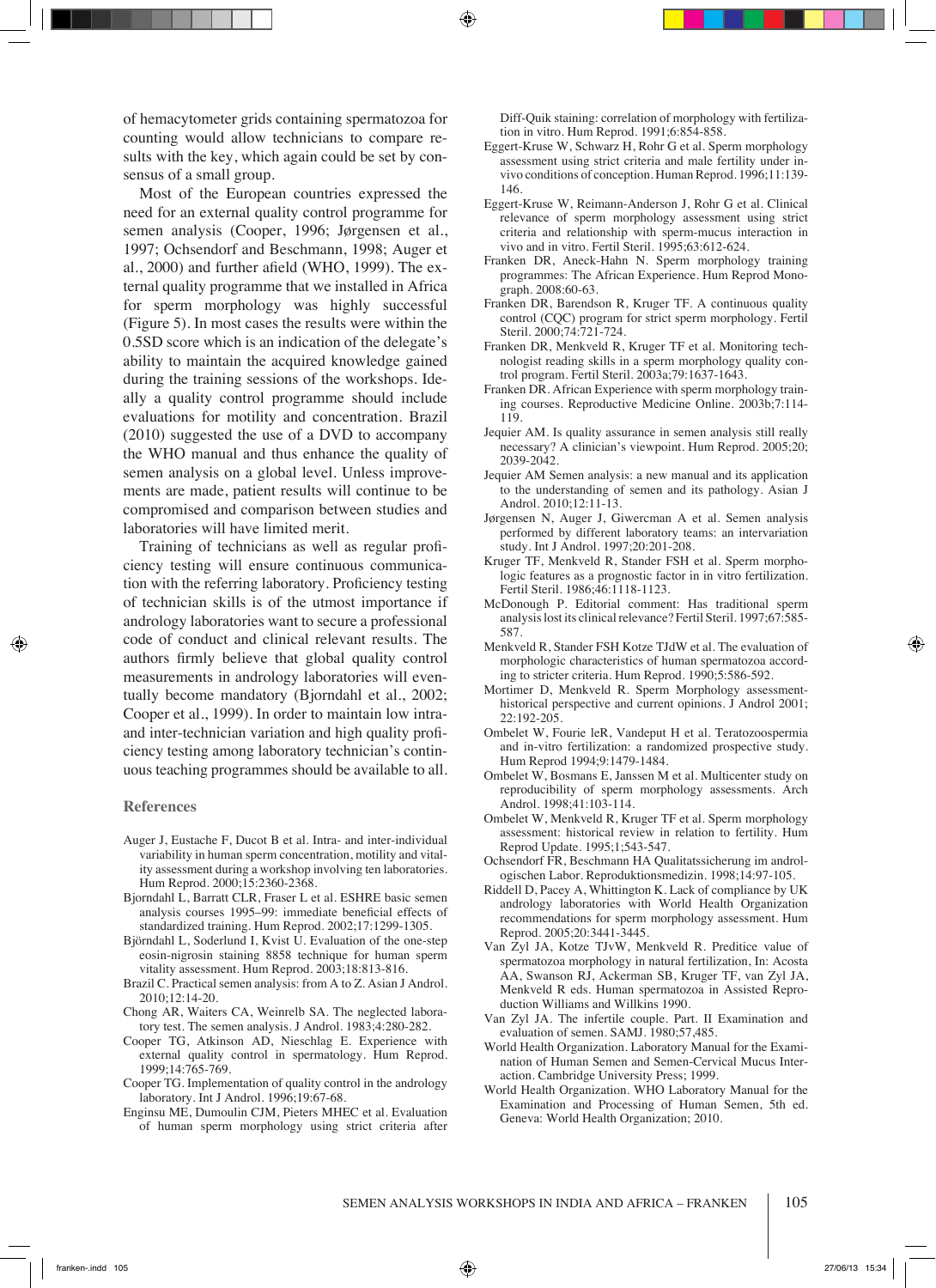of hemacytometer grids containing spermatozoa for counting would allow technicians to compare results with the key, which again could be set by consensus of a small group.

Most of the European countries expressed the need for an external quality control programme for semen analysis (Cooper, 1996; Jørgensen et al., 1997; Ochsendorf and Beschmann, 1998; Auger et al., 2000) and further afield (WHO, 1999). The external quality programme that we installed in Africa for sperm morphology was highly successful (Figure 5). In most cases the results were within the 0.5SD score which is an indication of the delegate's ability to maintain the acquired knowledge gained during the training sessions of the workshops. Ideally a quality control programme should include evaluations for motility and concentration. Brazil (2010) suggested the use of a DVD to accompany the WHO manual and thus enhance the quality of semen analysis on a global level. Unless improvements are made, patient results will continue to be compromised and comparison between studies and laboratories will have limited merit.

Training of technicians as well as regular proficiency testing will ensure continuous communication with the referring laboratory. Proficiency testing of technician skills is of the utmost importance if andrology laboratories want to secure a professional code of conduct and clinical relevant results. The authors firmly believe that global quality control measurements in andrology laboratories will eventually become mandatory (Bjorndahl et al., 2002; Cooper et al., 1999). In order to maintain low intra- and inter-technician variation and high quality proficiency testing among laboratory technician's continuous teaching programmes should be available to all.

## References

- Auger J, Eustache F, Ducot B et al. Intra- and inter-individual variability in human sperm concentration, motility and vitality assessment during a workshop involving ten laboratories. Hum Reprod. 2000;15:2360-2368.
- Bjorndahl L, Barratt CLR, Fraser L et al. ESHRE basic semen analysis courses 1995–99: immediate beneficial effects of standardized training. Hum Reprod. 2002;17:1299-1305.
- Björndahl L, Soderlund I, Kvist U. Evaluation of the one-step eosin-nigrosin staining 8858 technique for human sperm vitality assessment. Hum Reprod. 2003;18:813-816.
- Brazil C. Practical semen analysis: from A to Z. Asian J Androl. 2010;12:14-20.
- Chong AR, Waiters CA, Weinrelb SA. The neglected laboratory test. The semen analysis. J Androl. 1983;4:280-282.
- Cooper TG, Atkinson AD, Nieschlag E. Experience with external quality control in spermatology. Hum Reprod. 1999;14:765-769.
- Cooper TG. Implementation of quality control in the andrology laboratory. Int J Androl. 1996;19:67-68.
- Enginsu ME, Dumoulin CJM, Pieters MHEC et al. Evaluation of human sperm morphology using strict criteria after Diff-Quik staining: correlation of morphology with fertilization in vitro. Hum Reprod. 1991;6:854-858.
- Eggert-Kruse W, Schwarz H, Rohr G et al. Sperm morphology assessment using strict criteria and male fertility under in-vivo conditions of conception. Human Reprod. 1996;11:139-146.
- Eggert-Kruse W, Reimann-Anderson J, Rohr G et al. Clinical relevance of sperm morphology assessment using strict criteria and relationship with sperm-mucus interaction in vivo and in vitro. Fertil Steril. 1995;63:612-624.
- Franken DR, Aneck-Hahn N. Sperm morphology training programmes: The African Experience. Hum Reprod Monograph. 2008:60-63.
- Franken DR, Barendson R, Kruger TF. A continuous quality control (CQC) program for strict sperm morphology. Fertil Steril. 2000;74:721-724.
- Franken DR, Menkveld R, Kruger TF et al. Monitoring technologist reading skills in a sperm morphology quality control program. Fertil Steril. 2003a;79:1637-1643.
- Franken DR. African Experience with sperm morphology training courses. Reproductive Medicine Online. 2003b;7:114-119.
- Jequier AM. Is quality assurance in semen analysis still really necessary? A clinician's viewpoint. Hum Reprod. 2005;20;2039-2042.
- Jequier AM Semen analysis: a new manual and its application to the understanding of semen and its pathology. Asian J Androl. 2010;12:11-13.
- Jørgensen N, Auger J, Giwercman A et al. Semen analysis performed by different laboratory teams: an intervariation study. Int J Androl. 1997;20:201-208.
- Kruger TF, Menkveld R, Stander FSH et al. Sperm morphologic features as a prognostic factor in in vitro fertilization. Fertil Steril. 1986;46:1118-1123.
- McDonough P. Editorial comment: Has traditional sperm analysis lost its clinical relevance? Fertil Steril. 1997;67:585-587.
- Menkveld R, Stander FSH Kotze TJdW et al. The evaluation of morphologic characteristics of human spermatozoa according to stricter criteria. Hum Reprod. 1990;5:586-592.
- Mortimer D, Menkveld R. Sperm Morphology assessment-historical perspective and current opinions. J Androl 2001; 22:192-205.
- Ombelet W, Fourie leR, Vandeput H et al. Teratozoospermia and in-vitro fertilization: a randomized prospective study. Hum Reprod 1994;9:1479-1484.
- Ombelet W, Bosmans E, Janssen M et al. Multicenter study on reproducibility of sperm morphology assessments. Arch Androl. 1998;41:103-114.
- Ombelet W, Menkveld R, Kruger TF et al. Sperm morphology assessment: historical review in relation to fertility. Hum Reprod Update. 1995;1;543-547.
- Ochsendorf FR, Beschmann HA Qualitatssicherung im andrologischen Labor. Reproduktionsmedizin. 1998;14:97-105.
- Riddell D, Pacey A, Whittington K. Lack of compliance by UK andrology laboratories with World Health Organization recommendations for sperm morphology assessment. Hum Reprod. 2005;20:3441-3445.
- Van Zyl JA, Kotze TJvW, Menkveld R. Preditice value of spermatozoa morphology in natural fertilization, In: Acosta AA, Swanson RJ, Ackerman SB, Kruger TF, van Zyl JA, Menkveld R eds. Human spermatozoa in Assisted Reproduction Williams and Willkins 1990.
- Van Zyl JA. The infertile couple. Part. II Examination and evaluation of semen. SAMJ. 1980;57,485.
- World Health Organization. Laboratory Manual for the Examination of Human Semen and Semen-Cervical Mucus Interaction. Cambridge University Press; 1999.
- World Health Organization. WHO Laboratory Manual for the Examination and Processing of Human Semen, 5th ed. Geneva: World Health Organization; 2010.